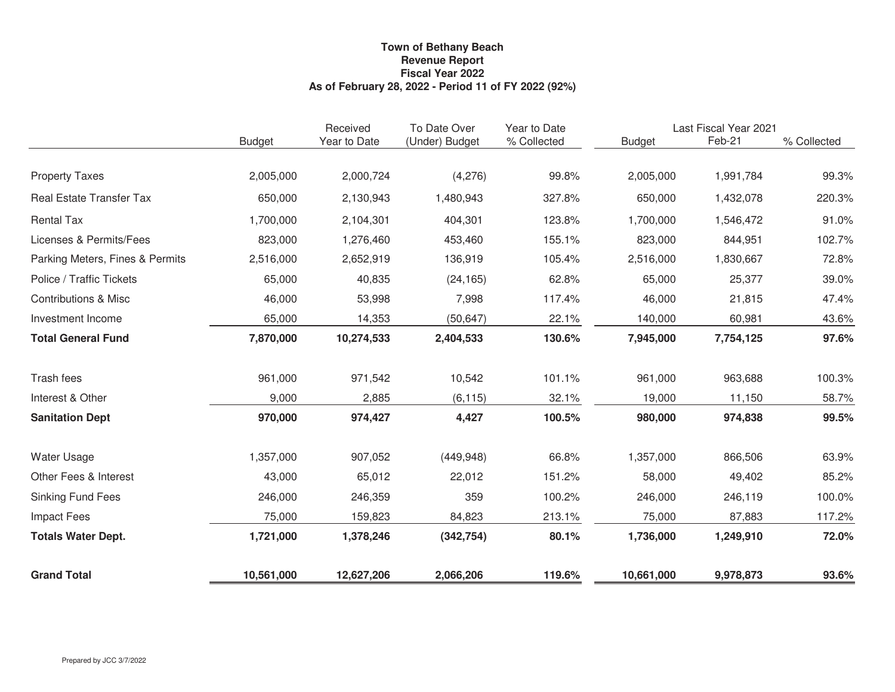# Town of Bethany Beach
## Revenue Report
### Fiscal Year 2022
### As of February 28, 2022 - Period 11 of FY 2022 (92%)

| | Budget | Received Year to Date | To Date Over (Under) Budget | Year to Date % Collected | Last Fiscal Year 2021 Budget | Feb-21 | % Collected |
|---|---|---|---|---|---|---|---|
| Property Taxes | 2,005,000 | 2,000,724 | (4,276) | 99.8% | 2,005,000 | 1,991,784 | 99.3% |
| Real Estate Transfer Tax | 650,000 | 2,130,943 | 1,480,943 | 327.8% | 650,000 | 1,432,078 | 220.3% |
| Rental Tax | 1,700,000 | 2,104,301 | 404,301 | 123.8% | 1,700,000 | 1,546,472 | 91.0% |
| Licenses & Permits/Fees | 823,000 | 1,276,460 | 453,460 | 155.1% | 823,000 | 844,951 | 102.7% |
| Parking Meters, Fines & Permits | 2,516,000 | 2,652,919 | 136,919 | 105.4% | 2,516,000 | 1,830,667 | 72.8% |
| Police / Traffic Tickets | 65,000 | 40,835 | (24,165) | 62.8% | 65,000 | 25,377 | 39.0% |
| Contributions & Misc | 46,000 | 53,998 | 7,998 | 117.4% | 46,000 | 21,815 | 47.4% |
| Investment Income | 65,000 | 14,353 | (50,647) | 22.1% | 140,000 | 60,981 | 43.6% |
| **Total General Fund** | **7,870,000** | **10,274,533** | **2,404,533** | **130.6%** | **7,945,000** | **7,754,125** | **97.6%** |
| | | | | | | | |
| Trash fees | 961,000 | 971,542 | 10,542 | 101.1% | 961,000 | 963,688 | 100.3% |
| Interest & Other | 9,000 | 2,885 | (6,115) | 32.1% | 19,000 | 11,150 | 58.7% |
| **Sanitation Dept** | **970,000** | **974,427** | **4,427** | **100.5%** | **980,000** | **974,838** | **99.5%** |
| | | | | | | | |
| Water Usage | 1,357,000 | 907,052 | (449,948) | 66.8% | 1,357,000 | 866,506 | 63.9% |
| Other Fees & Interest | 43,000 | 65,012 | 22,012 | 151.2% | 58,000 | 49,402 | 85.2% |
| Sinking Fund Fees | 246,000 | 246,359 | 359 | 100.2% | 246,000 | 246,119 | 100.0% |
| Impact Fees | 75,000 | 159,823 | 84,823 | 213.1% | 75,000 | 87,883 | 117.2% |
| **Totals Water Dept.** | **1,721,000** | **1,378,246** | **(342,754)** | **80.1%** | **1,736,000** | **1,249,910** | **72.0%** |
| | | | | | | | |
| **Grand Total** | **10,561,000** | **12,627,206** | **2,066,206** | **119.6%** | **10,661,000** | **9,978,873** | **93.6%** |

Prepared by JCC 3/7/2022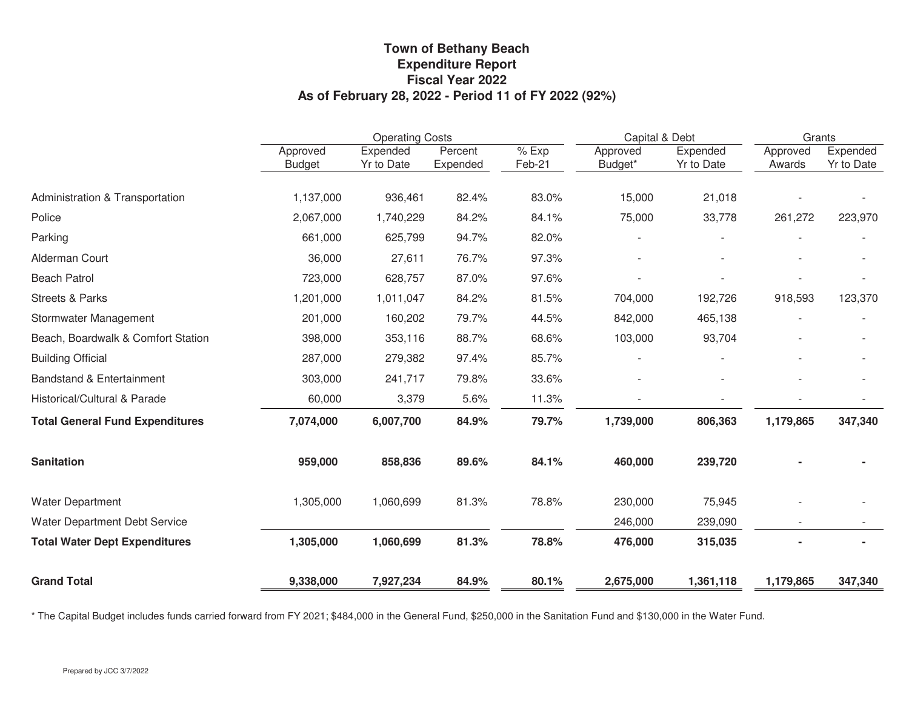# Town of Bethany Beach
## Expenditure Report
## Fiscal Year 2022
## As of February 28, 2022 - Period 11 of FY 2022 (92%)

| | Operating Costs | | | | Capital & Debt | | Grants | |
|---|---|---|---|---|---|---|---|---|
| | Approved Budget | Expended Yr to Date | Percent Expended | % Exp Feb-21 | Approved Budget* | Expended Yr to Date | Approved Awards | Expended Yr to Date |
| Administration & Transportation | 1,137,000 | 936,461 | 82.4% | 83.0% | 15,000 | 21,018 | - | - |
| Police | 2,067,000 | 1,740,229 | 84.2% | 84.1% | 75,000 | 33,778 | 261,272 | 223,970 |
| Parking | 661,000 | 625,799 | 94.7% | 82.0% | - | - | - | - |
| Alderman Court | 36,000 | 27,611 | 76.7% | 97.3% | - | - | - | - |
| Beach Patrol | 723,000 | 628,757 | 87.0% | 97.6% | - | - | - | - |
| Streets & Parks | 1,201,000 | 1,011,047 | 84.2% | 81.5% | 704,000 | 192,726 | 918,593 | 123,370 |
| Stormwater Management | 201,000 | 160,202 | 79.7% | 44.5% | 842,000 | 465,138 | - | - |
| Beach, Boardwalk & Comfort Station | 398,000 | 353,116 | 88.7% | 68.6% | 103,000 | 93,704 | - | - |
| Building Official | 287,000 | 279,382 | 97.4% | 85.7% | - | - | - | - |
| Bandstand & Entertainment | 303,000 | 241,717 | 79.8% | 33.6% | - | - | - | - |
| Historical/Cultural & Parade | 60,000 | 3,379 | 5.6% | 11.3% | - | - | - | - |
| **Total General Fund Expenditures** | **7,074,000** | **6,007,700** | **84.9%** | **79.7%** | **1,739,000** | **806,363** | **1,179,865** | **347,340** |
| **Sanitation** | **959,000** | **858,836** | **89.6%** | **84.1%** | **460,000** | **239,720** | **-** | **-** |
| Water Department | 1,305,000 | 1,060,699 | 81.3% | 78.8% | 230,000 | 75,945 | - | - |
| Water Department Debt Service | | | | | 246,000 | 239,090 | - | - |
| **Total Water Dept Expenditures** | **1,305,000** | **1,060,699** | **81.3%** | **78.8%** | **476,000** | **315,035** | **-** | **-** |
| **Grand Total** | **9,338,000** | **7,927,234** | **84.9%** | **80.1%** | **2,675,000** | **1,361,118** | **1,179,865** | **347,340** |

* The Capital Budget includes funds carried forward from FY 2021; $484,000 in the General Fund, $250,000 in the Sanitation Fund and $130,000 in the Water Fund.

Prepared by JCC 3/7/2022